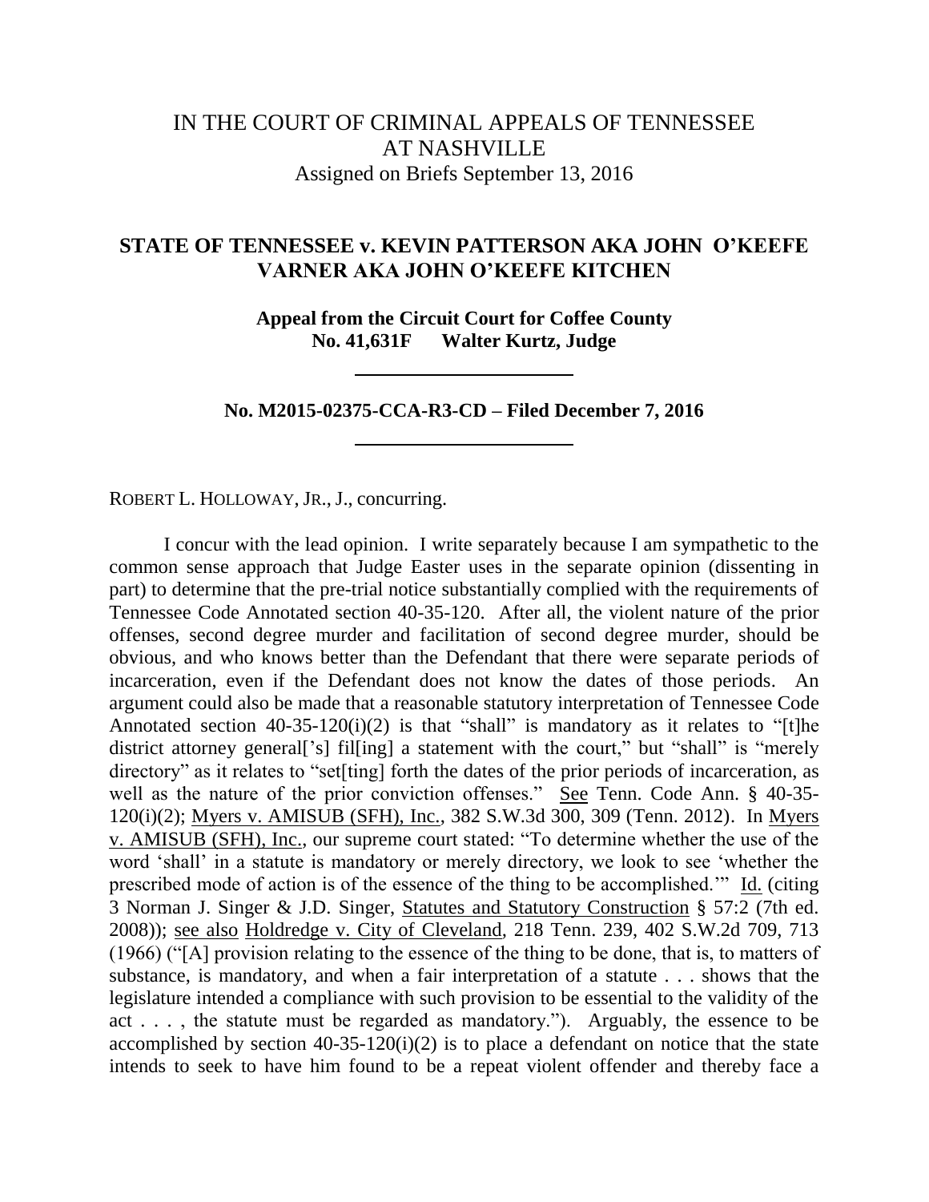# IN THE COURT OF CRIMINAL APPEALS OF TENNESSEE AT NASHVILLE

Assigned on Briefs September 13, 2016

## STATE OF TENNESSEE v. KEVIN PATTERSON AKA JOHN O'KEEFE VARNER AKA JOHN O'KEEFE KITCHEN

**Appeal from the Circuit Court for Coffee County**
**No. 41,631F Walter Kurtz, Judge**

---

**No. M2015-02375-CCA-R3-CD – Filed December 7, 2016**

---

ROBERT L. HOLLOWAY, JR., J., concurring.

I concur with the lead opinion. I write separately because I am sympathetic to the common sense approach that Judge Easter uses in the separate opinion (dissenting in part) to determine that the pre-trial notice substantially complied with the requirements of Tennessee Code Annotated section 40-35-120. After all, the violent nature of the prior offenses, second degree murder and facilitation of second degree murder, should be obvious, and who knows better than the Defendant that there were separate periods of incarceration, even if the Defendant does not know the dates of those periods. An argument could also be made that a reasonable statutory interpretation of Tennessee Code Annotated section 40-35-120(i)(2) is that "shall" is mandatory as it relates to "[t]he district attorney general['s] fil[ing] a statement with the court," but "shall" is "merely directory" as it relates to "set[ting] forth the dates of the prior periods of incarceration, as well as the nature of the prior conviction offenses." See Tenn. Code Ann. § 40-35-120(i)(2); Myers v. AMISUB (SFH), Inc., 382 S.W.3d 300, 309 (Tenn. 2012). In Myers v. AMISUB (SFH), Inc., our supreme court stated: "To determine whether the use of the word 'shall' in a statute is mandatory or merely directory, we look to see 'whether the prescribed mode of action is of the essence of the thing to be accomplished.'" Id. (citing 3 Norman J. Singer & J.D. Singer, Statutes and Statutory Construction § 57:2 (7th ed. 2008)); see also Holdredge v. City of Cleveland, 218 Tenn. 239, 402 S.W.2d 709, 713 (1966) ("[A] provision relating to the essence of the thing to be done, that is, to matters of substance, is mandatory, and when a fair interpretation of a statute . . . shows that the legislature intended a compliance with such provision to be essential to the validity of the act . . . , the statute must be regarded as mandatory."). Arguably, the essence to be accomplished by section 40-35-120(i)(2) is to place a defendant on notice that the state intends to seek to have him found to be a repeat violent offender and thereby face a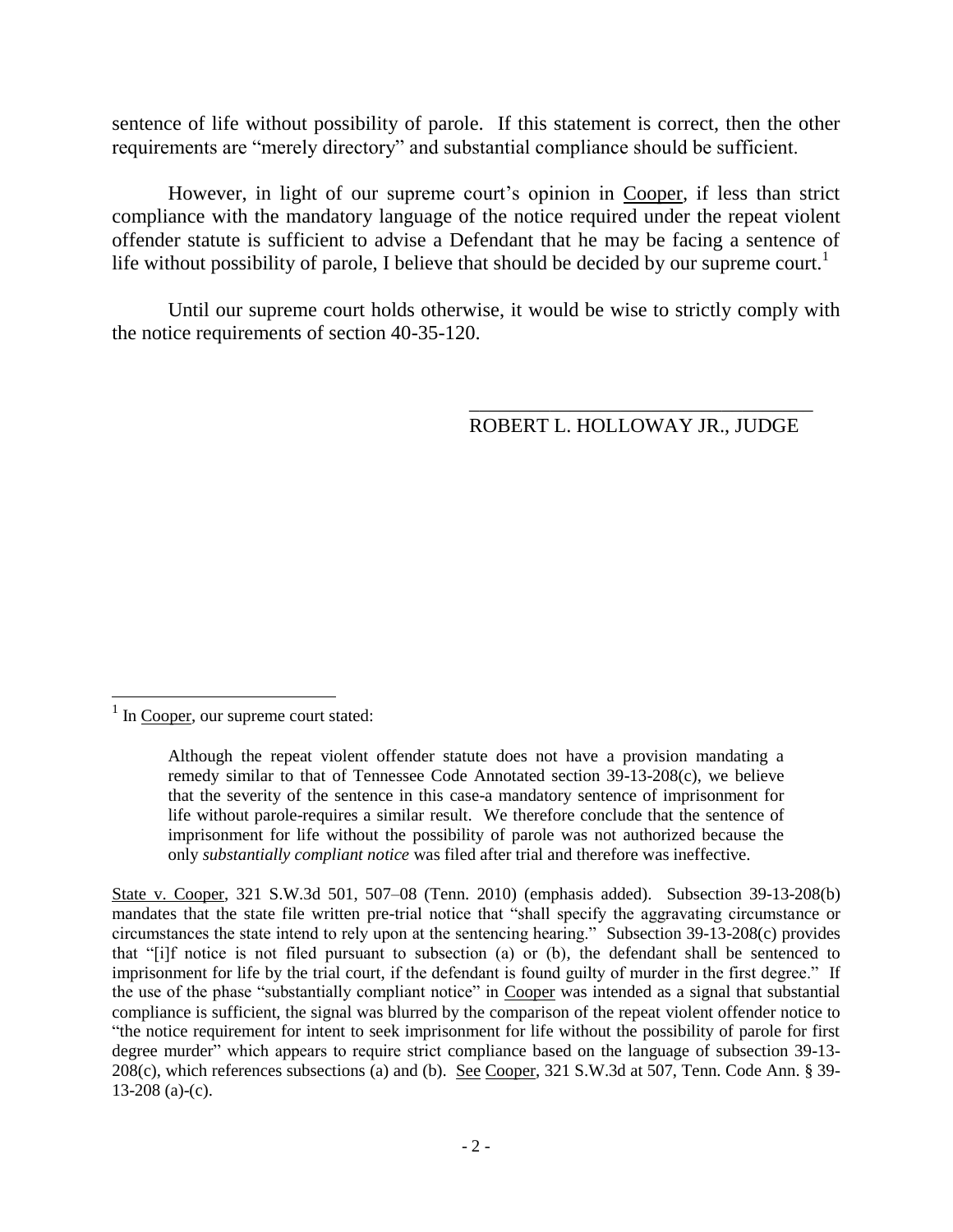sentence of life without possibility of parole. If this statement is correct, then the other requirements are "merely directory" and substantial compliance should be sufficient.

However, in light of our supreme court's opinion in Cooper, if less than strict compliance with the mandatory language of the notice required under the repeat violent offender statute is sufficient to advise a Defendant that he may be facing a sentence of life without possibility of parole, I believe that should be decided by our supreme court.[1]

Until our supreme court holds otherwise, it would be wise to strictly comply with the notice requirements of section 40-35-120.

\_\_\_\_\_\_\_\_\_\_\_\_\_\_\_\_\_\_\_\_\_\_\_\_\_\_\_\_\_\_\_\_\_\_

ROBERT L. HOLLOWAY JR., JUDGE

---

[1] In Cooper, our supreme court stated:

> Although the repeat violent offender statute does not have a provision mandating a remedy similar to that of Tennessee Code Annotated section 39-13-208(c), we believe that the severity of the sentence in this case-a mandatory sentence of imprisonment for life without parole-requires a similar result. We therefore conclude that the sentence of imprisonment for life without the possibility of parole was not authorized because the only *substantially compliant notice* was filed after trial and therefore was ineffective.

State v. Cooper, 321 S.W.3d 501, 507–08 (Tenn. 2010) (emphasis added). Subsection 39-13-208(b) mandates that the state file written pre-trial notice that "shall specify the aggravating circumstance or circumstances the state intend to rely upon at the sentencing hearing." Subsection 39-13-208(c) provides that "[i]f notice is not filed pursuant to subsection (a) or (b), the defendant shall be sentenced to imprisonment for life by the trial court, if the defendant is found guilty of murder in the first degree." If the use of the phase "substantially compliant notice" in Cooper was intended as a signal that substantial compliance is sufficient, the signal was blurred by the comparison of the repeat violent offender notice to "the notice requirement for intent to seek imprisonment for life without the possibility of parole for first degree murder" which appears to require strict compliance based on the language of subsection 39-13-208(c), which references subsections (a) and (b). See Cooper, 321 S.W.3d at 507, Tenn. Code Ann. § 39-13-208 (a)-(c).